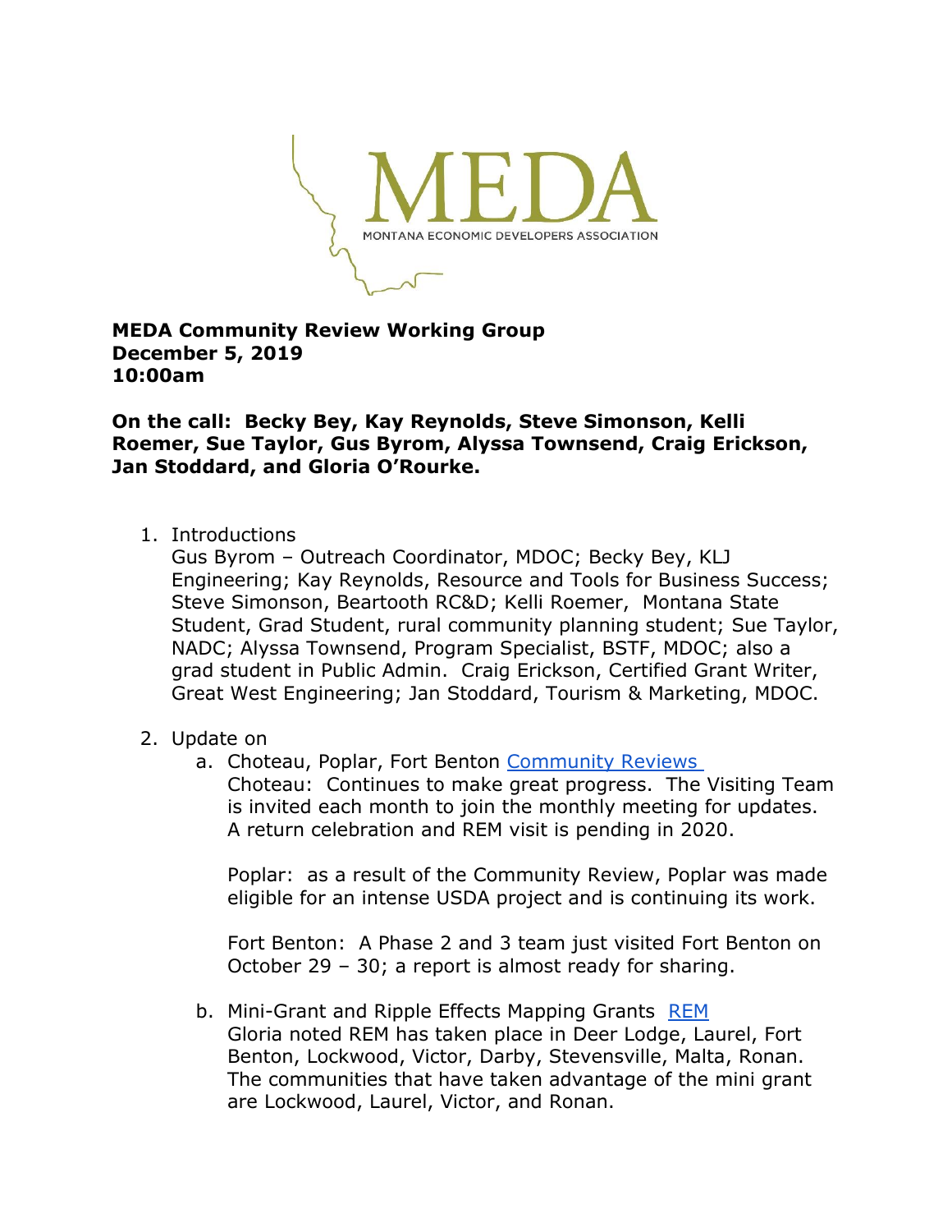MEDA

MONTANA ECONOMIC DEVELOPERS ASSOCIATION

**MEDA Community Review Working Group**
**December 5, 2019**
**10:00am**

**On the call: Becky Bey, Kay Reynolds, Steve Simonson, Kelli Roemer, Sue Taylor, Gus Byrom, Alyssa Townsend, Craig Erickson, Jan Stoddard, and Gloria O'Rourke.**

1. Introductions
   Gus Byrom – Outreach Coordinator, MDOC; Becky Bey, KLJ Engineering; Kay Reynolds, Resource and Tools for Business Success; Steve Simonson, Beartooth RC&D; Kelli Roemer, Montana State Student, Grad Student, rural community planning student; Sue Taylor, NADC; Alyssa Townsend, Program Specialist, BSTF, MDOC; also a grad student in Public Admin. Craig Erickson, Certified Grant Writer, Great West Engineering; Jan Stoddard, Tourism & Marketing, MDOC.

2. Update on
   a. Choteau, Poplar, Fort Benton [Community Reviews](Community Reviews)
      Choteau: Continues to make great progress. The Visiting Team is invited each month to join the monthly meeting for updates. A return celebration and REM visit is pending in 2020.

      Poplar: as a result of the Community Review, Poplar was made eligible for an intense USDA project and is continuing its work.

      Fort Benton: A Phase 2 and 3 team just visited Fort Benton on October 29 – 30; a report is almost ready for sharing.

   b. Mini-Grant and Ripple Effects Mapping Grants [REM](REM)
      Gloria noted REM has taken place in Deer Lodge, Laurel, Fort Benton, Lockwood, Victor, Darby, Stevensville, Malta, Ronan. The communities that have taken advantage of the mini grant are Lockwood, Laurel, Victor, and Ronan.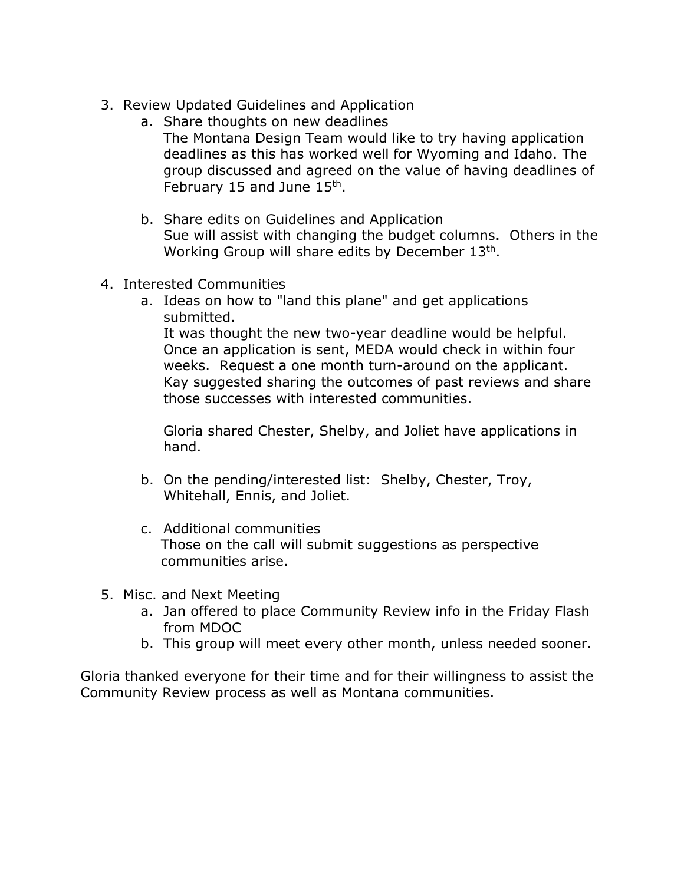3. Review Updated Guidelines and Application
    a. Share thoughts on new deadlines
       The Montana Design Team would like to try having application deadlines as this has worked well for Wyoming and Idaho. The group discussed and agreed on the value of having deadlines of February 15 and June 15th.

    b. Share edits on Guidelines and Application
       Sue will assist with changing the budget columns. Others in the Working Group will share edits by December 13th.

4. Interested Communities
    a. Ideas on how to "land this plane" and get applications submitted.
       It was thought the new two-year deadline would be helpful. Once an application is sent, MEDA would check in within four weeks. Request a one month turn-around on the applicant. Kay suggested sharing the outcomes of past reviews and share those successes with interested communities.

       Gloria shared Chester, Shelby, and Joliet have applications in hand.

    b. On the pending/interested list: Shelby, Chester, Troy, Whitehall, Ennis, and Joliet.

    c. Additional communities
       Those on the call will submit suggestions as perspective communities arise.

5. Misc. and Next Meeting
    a. Jan offered to place Community Review info in the Friday Flash from MDOC
    b. This group will meet every other month, unless needed sooner.

Gloria thanked everyone for their time and for their willingness to assist the Community Review process as well as Montana communities.